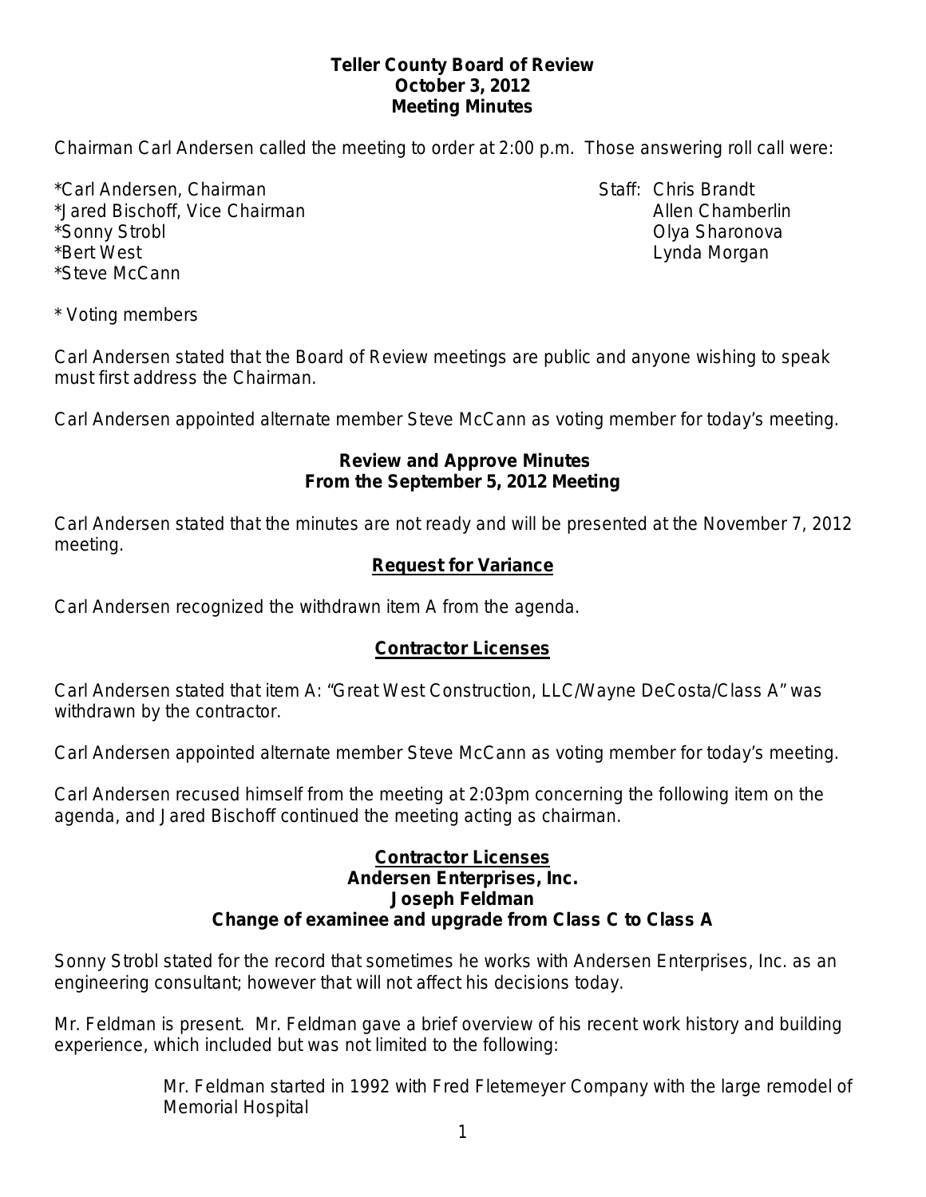**Teller County Board of Review**
**October 3, 2012**
**Meeting Minutes**

Chairman Carl Andersen called the meeting to order at 2:00 p.m. Those answering roll call were:

*Carl Andersen, Chairman
*Jared Bischoff, Vice Chairman
*Sonny Strobl
*Bert West
*Steve McCann

Staff: Chris Brandt
Allen Chamberlin
Olya Sharonova
Lynda Morgan

* Voting members

Carl Andersen stated that the Board of Review meetings are public and anyone wishing to speak must first address the Chairman.

Carl Andersen appointed alternate member Steve McCann as voting member for today's meeting.

**Review and Approve Minutes**
**From the September 5, 2012 Meeting**

Carl Andersen stated that the minutes are not ready and will be presented at the November 7, 2012 meeting.

**Request for Variance**

Carl Andersen recognized the withdrawn item A from the agenda.

**Contractor Licenses**

Carl Andersen stated that item A: "Great West Construction, LLC/Wayne DeCosta/Class A" was withdrawn by the contractor.

Carl Andersen appointed alternate member Steve McCann as voting member for today's meeting.

Carl Andersen recused himself from the meeting at 2:03pm concerning the following item on the agenda, and Jared Bischoff continued the meeting acting as chairman.

**Contractor Licenses**
**Andersen Enterprises, Inc.**
**Joseph Feldman**
**Change of examinee and upgrade from Class C to Class A**

Sonny Strobl stated for the record that sometimes he works with Andersen Enterprises, Inc. as an engineering consultant; however that will not affect his decisions today.

Mr. Feldman is present. Mr. Feldman gave a brief overview of his recent work history and building experience, which included but was not limited to the following:

> Mr. Feldman started in 1992 with Fred Fletemeyer Company with the large remodel of Memorial Hospital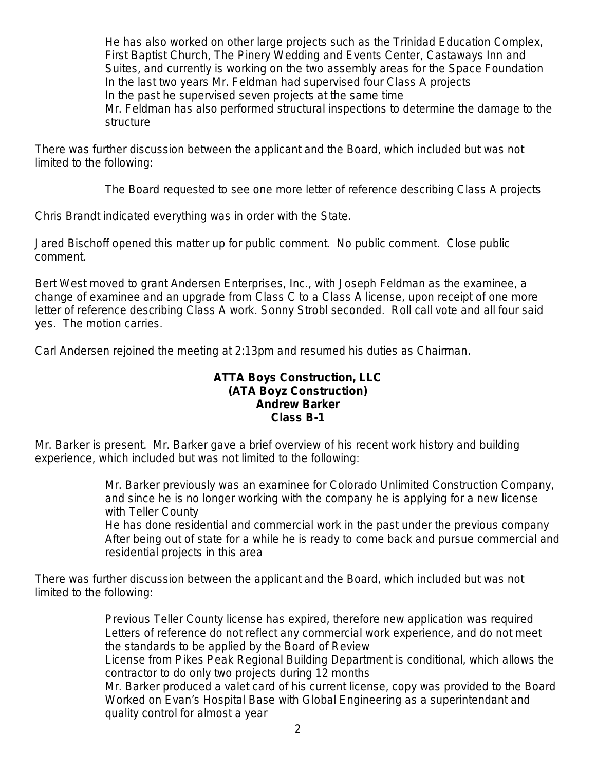He has also worked on other large projects such as the Trinidad Education Complex, First Baptist Church, The Pinery Wedding and Events Center, Castaways Inn and Suites, and currently is working on the two assembly areas for the Space Foundation
In the last two years Mr. Feldman had supervised four Class A projects
In the past he supervised seven projects at the same time
Mr. Feldman has also performed structural inspections to determine the damage to the structure

There was further discussion between the applicant and the Board, which included but was not limited to the following:

The Board requested to see one more letter of reference describing Class A projects

Chris Brandt indicated everything was in order with the State.

Jared Bischoff opened this matter up for public comment. No public comment. Close public comment.

Bert West moved to grant Andersen Enterprises, Inc., with Joseph Feldman as the examinee, a change of examinee and an upgrade from Class C to a Class A license, upon receipt of one more letter of reference describing Class A work. Sonny Strobl seconded. Roll call vote and all four said yes. The motion carries.

Carl Andersen rejoined the meeting at 2:13pm and resumed his duties as Chairman.

**ATTA Boys Construction, LLC**
**(ATA Boyz Construction)**
**Andrew Barker**
**Class B-1**

Mr. Barker is present. Mr. Barker gave a brief overview of his recent work history and building experience, which included but was not limited to the following:

Mr. Barker previously was an examinee for Colorado Unlimited Construction Company, and since he is no longer working with the company he is applying for a new license with Teller County
He has done residential and commercial work in the past under the previous company
After being out of state for a while he is ready to come back and pursue commercial and residential projects in this area

There was further discussion between the applicant and the Board, which included but was not limited to the following:

Previous Teller County license has expired, therefore new application was required
Letters of reference do not reflect any commercial work experience, and do not meet the standards to be applied by the Board of Review
License from Pikes Peak Regional Building Department is conditional, which allows the contractor to do only two projects during 12 months
Mr. Barker produced a valet card of his current license, copy was provided to the Board
Worked on Evan's Hospital Base with Global Engineering as a superintendant and quality control for almost a year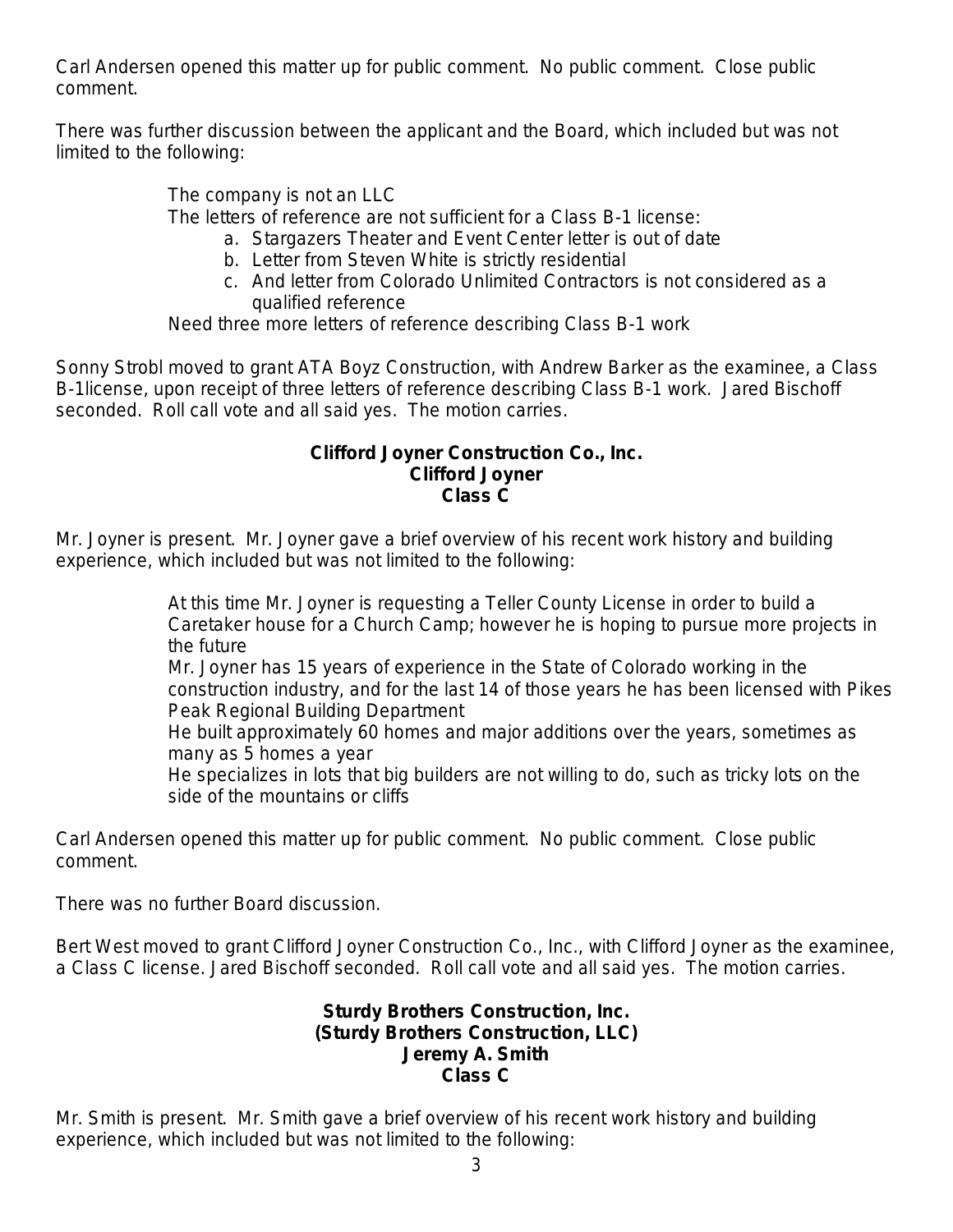Carl Andersen opened this matter up for public comment. No public comment. Close public comment.

There was further discussion between the applicant and the Board, which included but was not limited to the following:

The company is not an LLC
The letters of reference are not sufficient for a Class B-1 license:

a. Stargazers Theater and Event Center letter is out of date
b. Letter from Steven White is strictly residential
c. And letter from Colorado Unlimited Contractors is not considered as a qualified reference

Need three more letters of reference describing Class B-1 work

Sonny Strobl moved to grant ATA Boyz Construction, with Andrew Barker as the examinee, a Class B-1license, upon receipt of three letters of reference describing Class B-1 work. Jared Bischoff seconded. Roll call vote and all said yes. The motion carries.

**Clifford Joyner Construction Co., Inc.**
**Clifford Joyner**
**Class C**

Mr. Joyner is present. Mr. Joyner gave a brief overview of his recent work history and building experience, which included but was not limited to the following:

At this time Mr. Joyner is requesting a Teller County License in order to build a Caretaker house for a Church Camp; however he is hoping to pursue more projects in the future
Mr. Joyner has 15 years of experience in the State of Colorado working in the construction industry, and for the last 14 of those years he has been licensed with Pikes Peak Regional Building Department
He built approximately 60 homes and major additions over the years, sometimes as many as 5 homes a year
He specializes in lots that big builders are not willing to do, such as tricky lots on the side of the mountains or cliffs

Carl Andersen opened this matter up for public comment. No public comment. Close public comment.

There was no further Board discussion.

Bert West moved to grant Clifford Joyner Construction Co., Inc., with Clifford Joyner as the examinee, a Class C license. Jared Bischoff seconded. Roll call vote and all said yes. The motion carries.

**Sturdy Brothers Construction, Inc.**
**(Sturdy Brothers Construction, LLC)**
**Jeremy A. Smith**
**Class C**

Mr. Smith is present. Mr. Smith gave a brief overview of his recent work history and building experience, which included but was not limited to the following: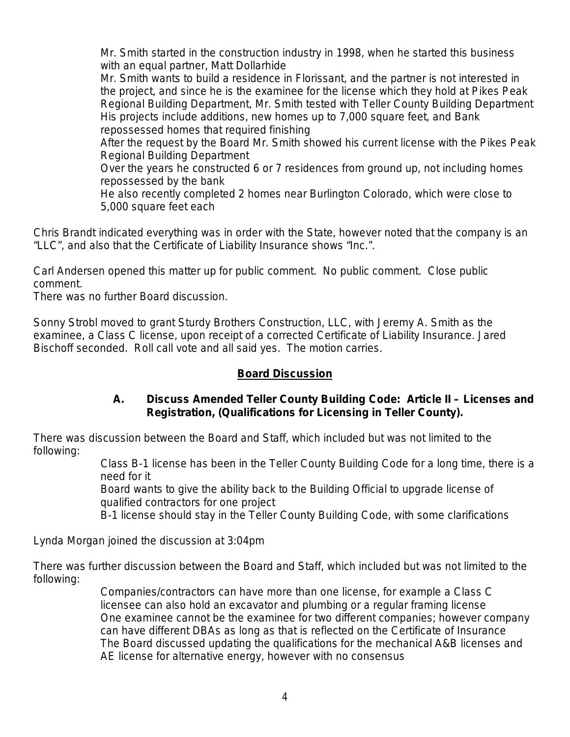- Mr. Smith started in the construction industry in 1998, when he started this business with an equal partner, Matt Dollarhide
- Mr. Smith wants to build a residence in Florissant, and the partner is not interested in the project, and since he is the examinee for the license which they hold at Pikes Peak Regional Building Department, Mr. Smith tested with Teller County Building Department
- His projects include additions, new homes up to 7,000 square feet, and Bank repossessed homes that required finishing
- After the request by the Board Mr. Smith showed his current license with the Pikes Peak Regional Building Department
- Over the years he constructed 6 or 7 residences from ground up, not including homes repossessed by the bank
- He also recently completed 2 homes near Burlington Colorado, which were close to 5,000 square feet each

Chris Brandt indicated everything was in order with the State, however noted that the company is an "LLC", and also that the Certificate of Liability Insurance shows "Inc.".

Carl Andersen opened this matter up for public comment. No public comment. Close public comment.
There was no further Board discussion.

Sonny Strobl moved to grant Sturdy Brothers Construction, LLC, with Jeremy A. Smith as the examinee, a Class C license, upon receipt of a corrected Certificate of Liability Insurance. Jared Bischoff seconded. Roll call vote and all said yes. The motion carries.

## Board Discussion

### A. Discuss Amended Teller County Building Code: Article II – Licenses and Registration, (Qualifications for Licensing in Teller County).

There was discussion between the Board and Staff, which included but was not limited to the following:

- Class B-1 license has been in the Teller County Building Code for a long time, there is a need for it
- Board wants to give the ability back to the Building Official to upgrade license of qualified contractors for one project
- B-1 license should stay in the Teller County Building Code, with some clarifications

Lynda Morgan joined the discussion at 3:04pm

There was further discussion between the Board and Staff, which included but was not limited to the following:

- Companies/contractors can have more than one license, for example a Class C licensee can also hold an excavator and plumbing or a regular framing license
- One examinee cannot be the examinee for two different companies; however company can have different DBAs as long as that is reflected on the Certificate of Insurance
- The Board discussed updating the qualifications for the mechanical A&B licenses and AE license for alternative energy, however with no consensus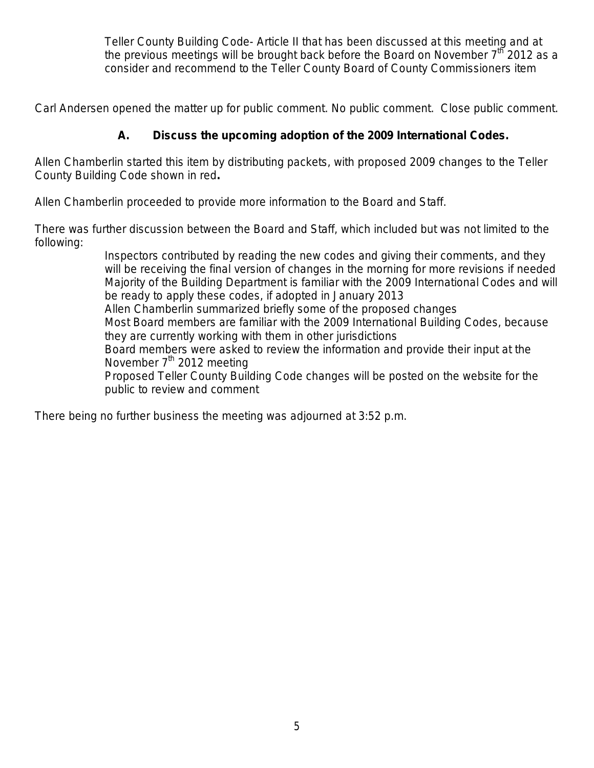Teller County Building Code- Article II that has been discussed at this meeting and at the previous meetings will be brought back before the Board on November 7th 2012 as a consider and recommend to the Teller County Board of County Commissioners item

Carl Andersen opened the matter up for public comment. No public comment. Close public comment.

### A. Discuss the upcoming adoption of the 2009 International Codes.

Allen Chamberlin started this item by distributing packets, with proposed 2009 changes to the Teller County Building Code shown in red**.**

Allen Chamberlin proceeded to provide more information to the Board and Staff.

There was further discussion between the Board and Staff, which included but was not limited to the following:

- Inspectors contributed by reading the new codes and giving their comments, and they will be receiving the final version of changes in the morning for more revisions if needed
- Majority of the Building Department is familiar with the 2009 International Codes and will be ready to apply these codes, if adopted in January 2013
- Allen Chamberlin summarized briefly some of the proposed changes
- Most Board members are familiar with the 2009 International Building Codes, because they are currently working with them in other jurisdictions
- Board members were asked to review the information and provide their input at the November 7th 2012 meeting
- Proposed Teller County Building Code changes will be posted on the website for the public to review and comment

There being no further business the meeting was adjourned at 3:52 p.m.